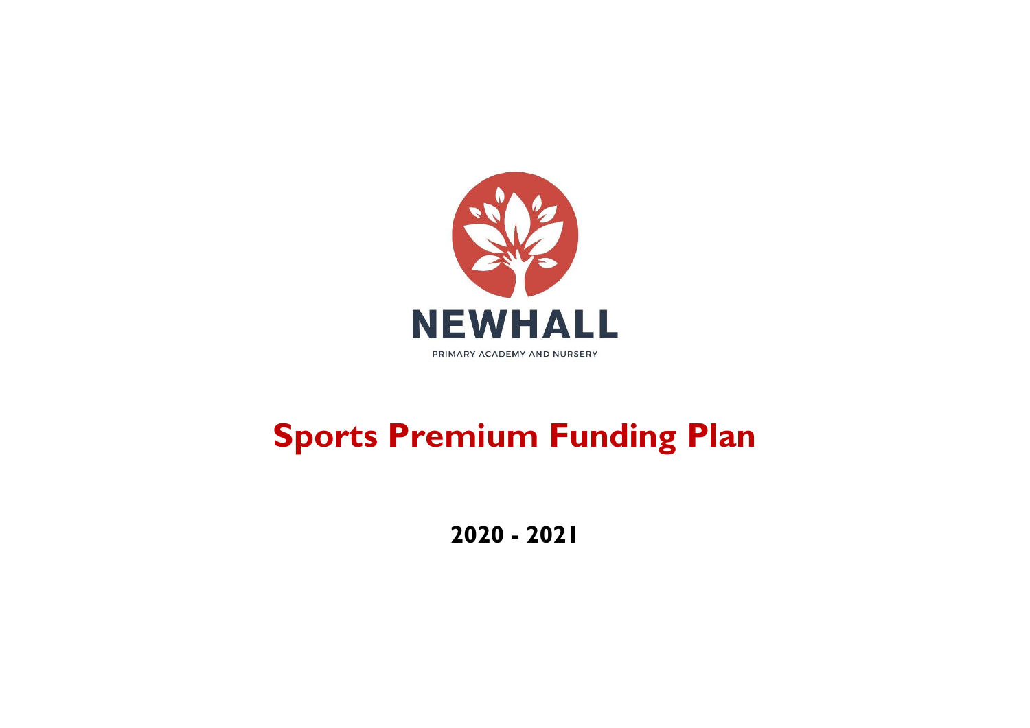NEWHALL

PRIMARY ACADEMY AND NURSERY

# Sports Premium Funding Plan

**2020 - 2021**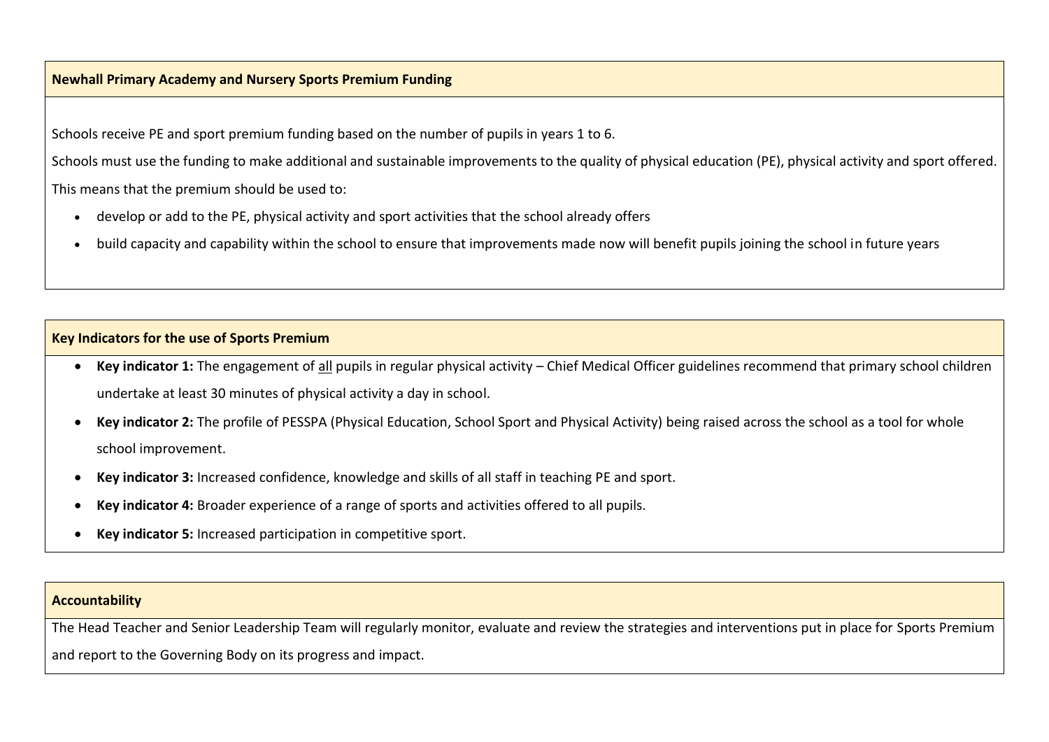## Newhall Primary Academy and Nursery Sports Premium Funding

Schools receive PE and sport premium funding based on the number of pupils in years 1 to 6.

Schools must use the funding to make additional and sustainable improvements to the quality of physical education (PE), physical activity and sport offered.

This means that the premium should be used to:

- develop or add to the PE, physical activity and sport activities that the school already offers
- build capacity and capability within the school to ensure that improvements made now will benefit pupils joining the school in future years

## Key Indicators for the use of Sports Premium

- **Key indicator 1:** The engagement of <u>all</u> pupils in regular physical activity – Chief Medical Officer guidelines recommend that primary school children undertake at least 30 minutes of physical activity a day in school.
- **Key indicator 2:** The profile of PESSPA (Physical Education, School Sport and Physical Activity) being raised across the school as a tool for whole school improvement.
- **Key indicator 3:** Increased confidence, knowledge and skills of all staff in teaching PE and sport.
- **Key indicator 4:** Broader experience of a range of sports and activities offered to all pupils.
- **Key indicator 5:** Increased participation in competitive sport.

## Accountability

The Head Teacher and Senior Leadership Team will regularly monitor, evaluate and review the strategies and interventions put in place for Sports Premium and report to the Governing Body on its progress and impact.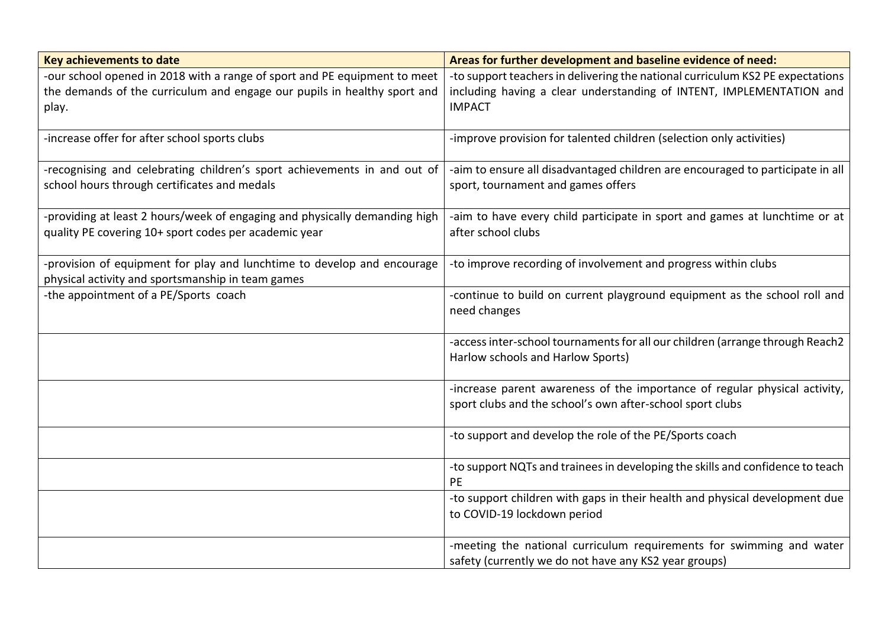| Key achievements to date | Areas for further development and baseline evidence of need: |
| --- | --- |
| -our school opened in 2018 with a range of sport and PE equipment to meet the demands of the curriculum and engage our pupils in healthy sport and play. | -to support teachers in delivering the national curriculum KS2 PE expectations including having a clear understanding of INTENT, IMPLEMENTATION and IMPACT |
| -increase offer for after school sports clubs | -improve provision for talented children (selection only activities) |
| -recognising and celebrating children's sport achievements in and out of school hours through certificates and medals | -aim to ensure all disadvantaged children are encouraged to participate in all sport, tournament and games offers |
| -providing at least 2 hours/week of engaging and physically demanding high quality PE covering 10+ sport codes per academic year | -aim to have every child participate in sport and games at lunchtime or at after school clubs |
| -provision of equipment for play and lunchtime to develop and encourage physical activity and sportsmanship in team games | -to improve recording of involvement and progress within clubs |
| -the appointment of a PE/Sports coach | -continue to build on current playground equipment as the school roll and need changes |
| | -access inter-school tournaments for all our children (arrange through Reach2 Harlow schools and Harlow Sports) |
| | -increase parent awareness of the importance of regular physical activity, sport clubs and the school's own after-school sport clubs |
| | -to support and develop the role of the PE/Sports coach |
| | -to support NQTs and trainees in developing the skills and confidence to teach PE |
| | -to support children with gaps in their health and physical development due to COVID-19 lockdown period |
| | -meeting the national curriculum requirements for swimming and water safety (currently we do not have any KS2 year groups) |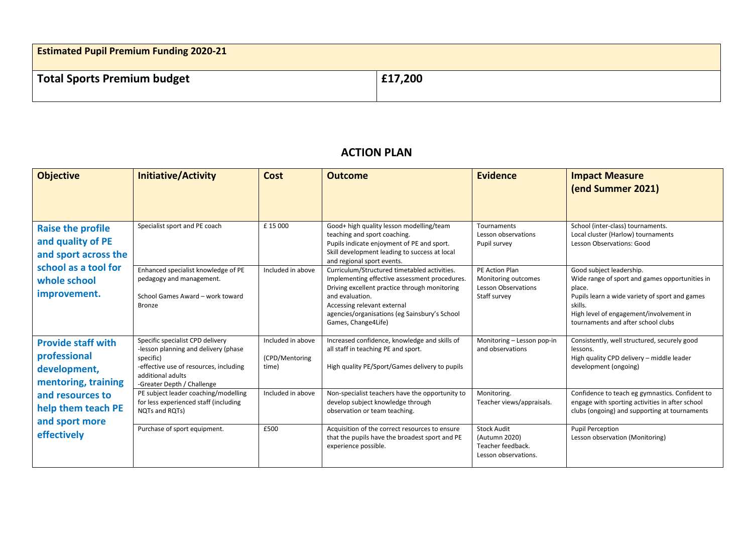| Estimated Pupil Premium Funding 2020-21 | |
|---|---|
| **Total Sports Premium budget** | **£17,200** |

## ACTION PLAN

| Objective | Initiative/Activity | Cost | Outcome | Evidence | Impact Measure (end Summer 2021) |
|---|---|---|---|---|---|
| **Raise the profile and quality of PE and sport across the school as a tool for whole school improvement.** | Specialist sport and PE coach | £ 15 000 | Good+ high quality lesson modelling/team teaching and sport coaching.<br>Pupils indicate enjoyment of PE and sport.<br>Skill development leading to success at local and regional sport events. | Tournaments<br>Lesson observations<br>Pupil survey | School (inter-class) tournaments.<br>Local cluster (Harlow) tournaments<br>Lesson Observations: Good |
| | Enhanced specialist knowledge of PE pedagogy and management.<br><br>School Games Award – work toward Bronze | Included in above | Curriculum/Structured timetabled activities.<br>Implementing effective assessment procedures.<br>Driving excellent practice through monitoring and evaluation.<br>Accessing relevant external agencies/organisations (eg Sainsbury's School Games, Change4Life) | PE Action Plan<br>Monitoring outcomes<br>Lesson Observations<br>Staff survey | Good subject leadership.<br>Wide range of sport and games opportunities in place.<br>Pupils learn a wide variety of sport and games skills.<br>High level of engagement/involvement in tournaments and after school clubs |
| **Provide staff with professional development, mentoring, training and resources to help them teach PE and sport more effectively** | Specific specialist CPD delivery<br>-lesson planning and delivery (phase specific)<br>-effective use of resources, including additional adults<br>-Greater Depth / Challenge | Included in above<br><br>(CPD/Mentoring time) | Increased confidence, knowledge and skills of all staff in teaching PE and sport.<br><br>High quality PE/Sport/Games delivery to pupils | Monitoring – Lesson pop-in and observations | Consistently, well structured, securely good lessons.<br>High quality CPD delivery – middle leader development (ongoing) |
| | PE subject leader coaching/modelling for less experienced staff (including NQTs and RQTs) | Included in above | Non-specialist teachers have the opportunity to develop subject knowledge through observation or team teaching. | Monitoring.<br>Teacher views/appraisals. | Confidence to teach eg gymnastics. Confident to engage with sporting activities in after school clubs (ongoing) and supporting at tournaments |
| | Purchase of sport equipment. | £500 | Acquisition of the correct resources to ensure that the pupils have the broadest sport and PE experience possible. | Stock Audit (Autumn 2020)<br>Teacher feedback.<br>Lesson observations. | Pupil Perception<br>Lesson observation (Monitoring) |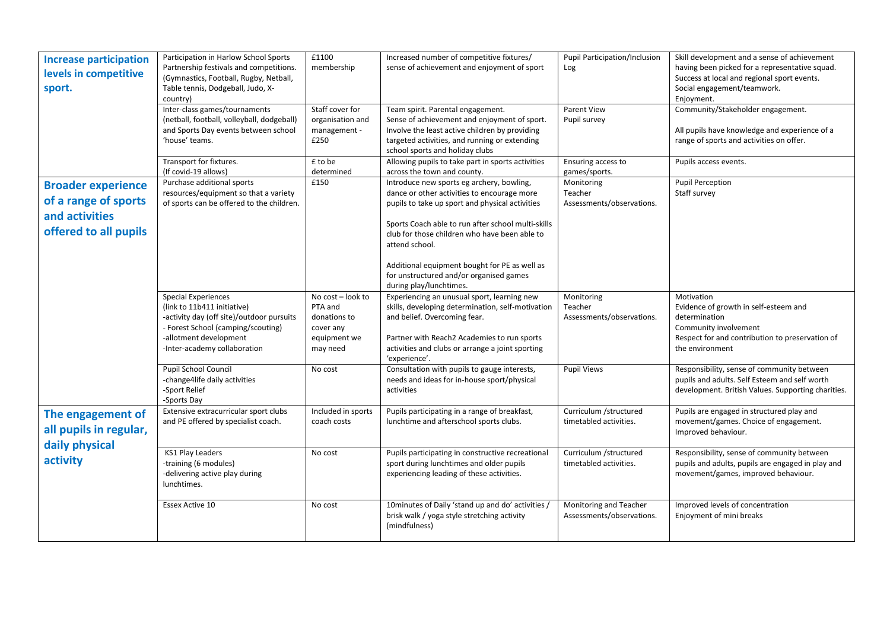| | | | | | |
|---|---|---|---|---|---|
| **Increase participation levels in competitive sport.** | Participation in Harlow School Sports Partnership festivals and competitions. (Gymnastics, Football, Rugby, Netball, Table tennis, Dodgeball, Judo, X-country) | £1100 membership | Increased number of competitive fixtures/ sense of achievement and enjoyment of sport | Pupil Participation/Inclusion Log | Skill development and a sense of achievement having been picked for a representative squad. Success at local and regional sport events. Social engagement/teamwork. Enjoyment. |
| | Inter-class games/tournaments (netball, football, volleyball, dodgeball) and Sports Day events between school 'house' teams. | Staff cover for organisation and management - £250 | Team spirit. Parental engagement. Sense of achievement and enjoyment of sport. Involve the least active children by providing targeted activities, and running or extending school sports and holiday clubs | Parent View<br>Pupil survey | Community/Stakeholder engagement.<br><br>All pupils have knowledge and experience of a range of sports and activities on offer. |
| | Transport for fixtures. (If covid-19 allows) | £ to be determined | Allowing pupils to take part in sports activities across the town and county. | Ensuring access to games/sports. | Pupils access events. |
| **Broader experience of a range of sports and activities offered to all pupils** | Purchase additional sports resources/equipment so that a variety of sports can be offered to the children. | £150 | Introduce new sports eg archery, bowling, dance or other activities to encourage more pupils to take up sport and physical activities<br><br>Sports Coach able to run after school multi-skills club for those children who have been able to attend school.<br><br>Additional equipment bought for PE as well as for unstructured and/or organised games during play/lunchtimes. | Monitoring<br>Teacher Assessments/observations. | Pupil Perception<br>Staff survey |
| | Special Experiences<br>(link to 11b411 initiative)<br>-activity day (off site)/outdoor pursuits<br>- Forest School (camping/scouting)<br>-allotment development<br>-Inter-academy collaboration | No cost – look to PTA and donations to cover any equipment we may need | Experiencing an unusual sport, learning new skills, developing determination, self-motivation and belief. Overcoming fear.<br><br>Partner with Reach2 Academies to run sports activities and clubs or arrange a joint sporting 'experience'. | Monitoring<br>Teacher Assessments/observations. | Motivation<br>Evidence of growth in self-esteem and determination<br>Community involvement<br>Respect for and contribution to preservation of the environment |
| | Pupil School Council<br>-change4life daily activities<br>-Sport Relief<br>-Sports Day | No cost | Consultation with pupils to gauge interests, needs and ideas for in-house sport/physical activities | Pupil Views | Responsibility, sense of community between pupils and adults. Self Esteem and self worth development. British Values. Supporting charities. |
| **The engagement of all pupils in regular, daily physical activity** | Extensive extracurricular sport clubs and PE offered by specialist coach. | Included in sports coach costs | Pupils participating in a range of breakfast, lunchtime and afterschool sports clubs. | Curriculum /structured timetabled activities. | Pupils are engaged in structured play and movement/games. Choice of engagement. Improved behaviour. |
| | KS1 Play Leaders<br>-training (6 modules)<br>-delivering active play during lunchtimes. | No cost | Pupils participating in constructive recreational sport during lunchtimes and older pupils experiencing leading of these activities. | Curriculum /structured timetabled activities. | Responsibility, sense of community between pupils and adults, pupils are engaged in play and movement/games, improved behaviour. |
| | Essex Active 10 | No cost | 10minutes of Daily 'stand up and do' activities / brisk walk / yoga style stretching activity (mindfulness) | Monitoring and Teacher Assessments/observations. | Improved levels of concentration<br>Enjoyment of mini breaks |